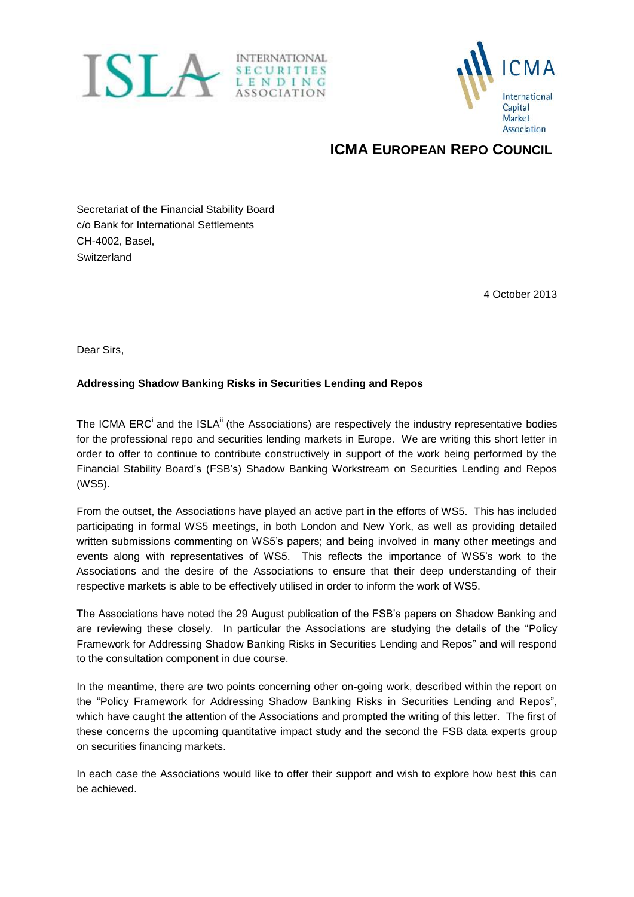ISLA INTERNATIONAL SECURITIES LENDING ASSOCIATION

ICMA International Capital Market Association

**ICMA EUROPEAN REPO COUNCIL**

Secretariat of the Financial Stability Board
c/o Bank for International Settlements
CH-4002, Basel,
Switzerland

4 October 2013

Dear Sirs,

**Addressing Shadow Banking Risks in Securities Lending and Repos**

The ICMA ERC[i] and the ISLA[ii] (the Associations) are respectively the industry representative bodies for the professional repo and securities lending markets in Europe. We are writing this short letter in order to offer to continue to contribute constructively in support of the work being performed by the Financial Stability Board's (FSB's) Shadow Banking Workstream on Securities Lending and Repos (WS5).

From the outset, the Associations have played an active part in the efforts of WS5. This has included participating in formal WS5 meetings, in both London and New York, as well as providing detailed written submissions commenting on WS5's papers; and being involved in many other meetings and events along with representatives of WS5. This reflects the importance of WS5's work to the Associations and the desire of the Associations to ensure that their deep understanding of their respective markets is able to be effectively utilised in order to inform the work of WS5.

The Associations have noted the 29 August publication of the FSB's papers on Shadow Banking and are reviewing these closely. In particular the Associations are studying the details of the "Policy Framework for Addressing Shadow Banking Risks in Securities Lending and Repos" and will respond to the consultation component in due course.

In the meantime, there are two points concerning other on-going work, described within the report on the "Policy Framework for Addressing Shadow Banking Risks in Securities Lending and Repos", which have caught the attention of the Associations and prompted the writing of this letter. The first of these concerns the upcoming quantitative impact study and the second the FSB data experts group on securities financing markets.

In each case the Associations would like to offer their support and wish to explore how best this can be achieved.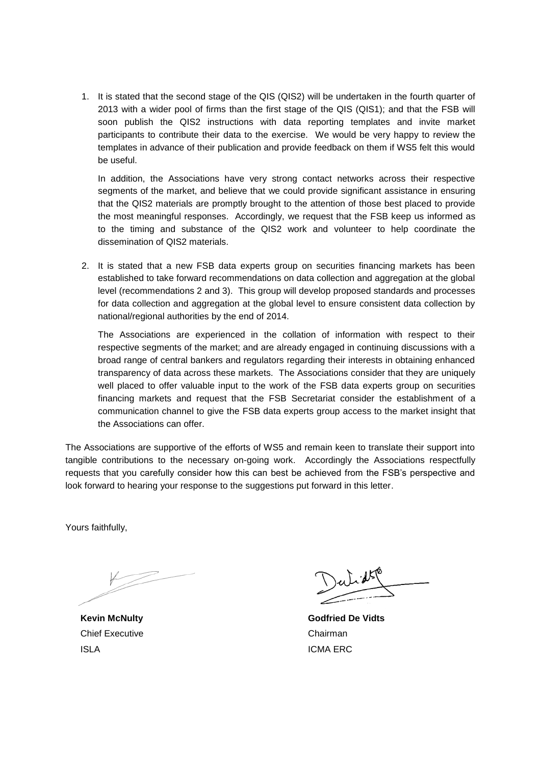1. It is stated that the second stage of the QIS (QIS2) will be undertaken in the fourth quarter of 2013 with a wider pool of firms than the first stage of the QIS (QIS1); and that the FSB will soon publish the QIS2 instructions with data reporting templates and invite market participants to contribute their data to the exercise. We would be very happy to review the templates in advance of their publication and provide feedback on them if WS5 felt this would be useful.

   In addition, the Associations have very strong contact networks across their respective segments of the market, and believe that we could provide significant assistance in ensuring that the QIS2 materials are promptly brought to the attention of those best placed to provide the most meaningful responses. Accordingly, we request that the FSB keep us informed as to the timing and substance of the QIS2 work and volunteer to help coordinate the dissemination of QIS2 materials.

2. It is stated that a new FSB data experts group on securities financing markets has been established to take forward recommendations on data collection and aggregation at the global level (recommendations 2 and 3). This group will develop proposed standards and processes for data collection and aggregation at the global level to ensure consistent data collection by national/regional authorities by the end of 2014.

   The Associations are experienced in the collation of information with respect to their respective segments of the market; and are already engaged in continuing discussions with a broad range of central bankers and regulators regarding their interests in obtaining enhanced transparency of data across these markets. The Associations consider that they are uniquely well placed to offer valuable input to the work of the FSB data experts group on securities financing markets and request that the FSB Secretariat consider the establishment of a communication channel to give the FSB data experts group access to the market insight that the Associations can offer.

The Associations are supportive of the efforts of WS5 and remain keen to translate their support into tangible contributions to the necessary on-going work. Accordingly the Associations respectfully requests that you carefully consider how this can best be achieved from the FSB's perspective and look forward to hearing your response to the suggestions put forward in this letter.

Yours faithfully,

**Kevin McNulty**
Chief Executive
ISLA

**Godfried De Vidts**
Chairman
ICMA ERC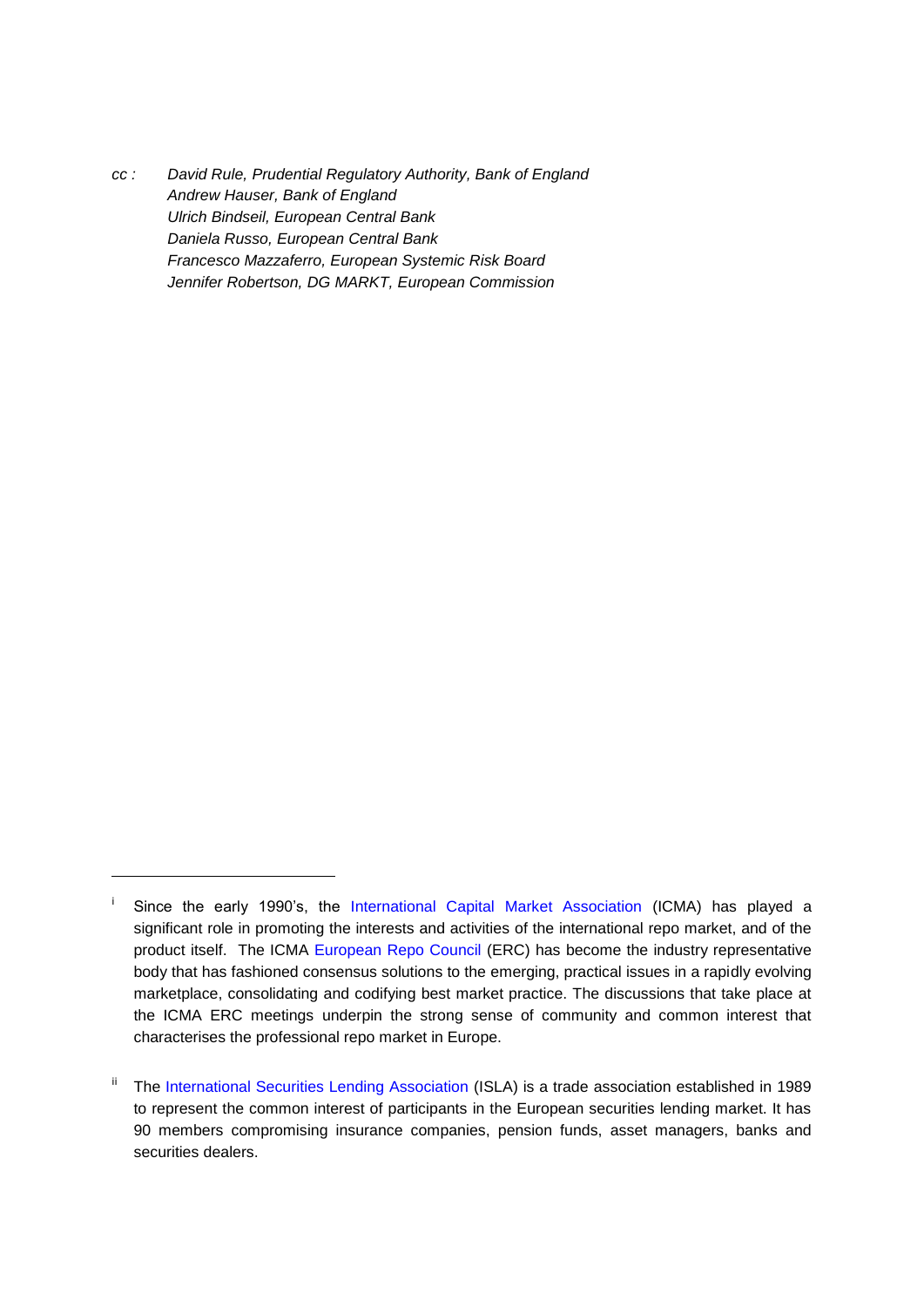*cc :	David Rule, Prudential Regulatory Authority, Bank of England*
*Andrew Hauser, Bank of England*
*Ulrich Bindseil, European Central Bank*
*Daniela Russo, European Central Bank*
*Francesco Mazzaferro, European Systemic Risk Board*
*Jennifer Robertson, DG MARKT, European Commission*

---

[i] Since the early 1990's, the International Capital Market Association (ICMA) has played a significant role in promoting the interests and activities of the international repo market, and of the product itself. The ICMA European Repo Council (ERC) has become the industry representative body that has fashioned consensus solutions to the emerging, practical issues in a rapidly evolving marketplace, consolidating and codifying best market practice. The discussions that take place at the ICMA ERC meetings underpin the strong sense of community and common interest that characterises the professional repo market in Europe.

[ii] The International Securities Lending Association (ISLA) is a trade association established in 1989 to represent the common interest of participants in the European securities lending market. It has 90 members compromising insurance companies, pension funds, asset managers, banks and securities dealers.